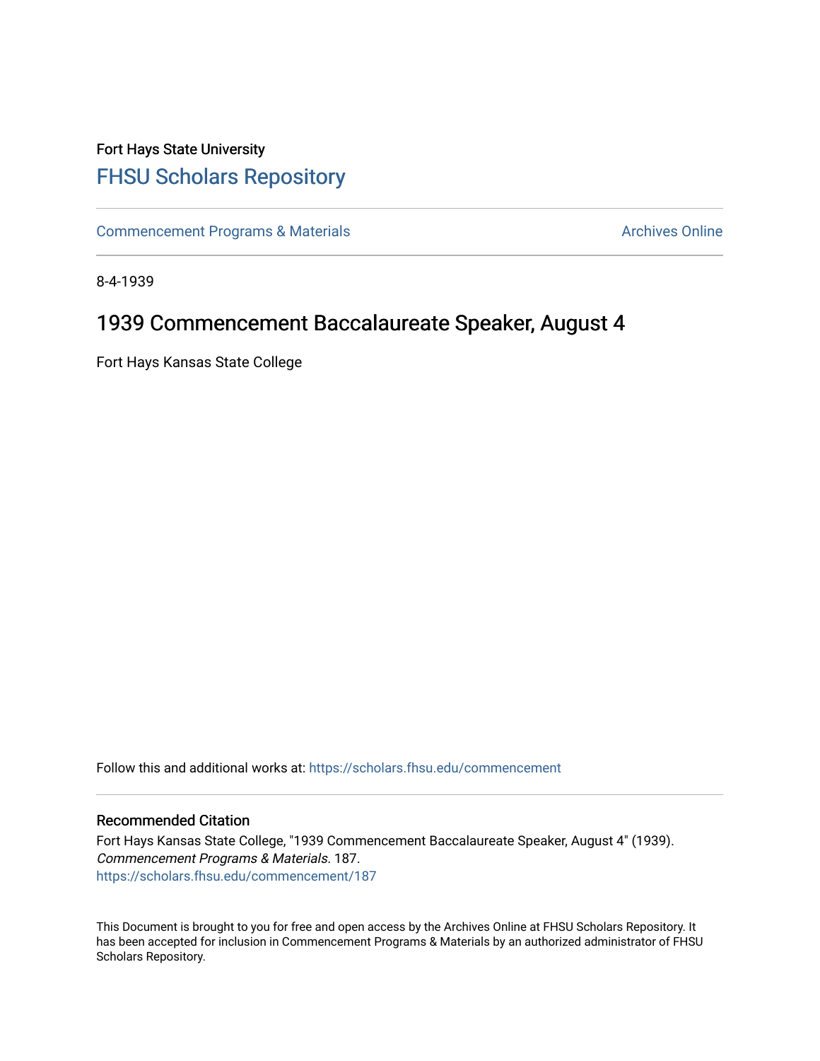Fort Hays State University

# FHSU Scholars Repository

Commencement Programs & Materials

Archives Online

8-4-1939

## 1939 Commencement Baccalaureate Speaker, August 4

Fort Hays Kansas State College

Follow this and additional works at: https://scholars.fhsu.edu/commencement

### Recommended Citation

Fort Hays Kansas State College, "1939 Commencement Baccalaureate Speaker, August 4" (1939). *Commencement Programs & Materials*. 187.
https://scholars.fhsu.edu/commencement/187

This Document is brought to you for free and open access by the Archives Online at FHSU Scholars Repository. It has been accepted for inclusion in Commencement Programs & Materials by an authorized administrator of FHSU Scholars Repository.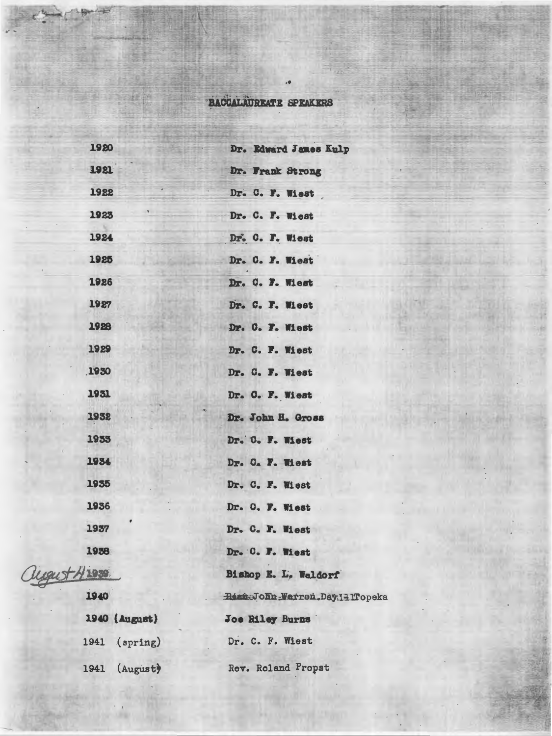# BACCALAUREATE SPEAKERS

| | |
|---|---|
| 1920 | Dr. Edward James Kulp |
| 1921 | Dr. Frank Strong |
| 1922 | Dr. C. F. Wiest |
| 1923 | Dr. C. F. Wiest |
| 1924 | Dr. C. F. Wiest |
| 1925 | Dr. C. F. Wiest |
| 1926 | Dr. C. F. Wiest |
| 1927 | Dr. C. F. Wiest |
| 1928 | Dr. C. F. Wiest |
| 1929 | Dr. C. F. Wiest |
| 1930 | Dr. C. F. Wiest |
| 1931 | Dr. C. F. Wiest |
| 1932 | Dr. John H. Gross |
| 1933 | Dr. C. F. Wiest |
| 1934 | Dr. C. F. Wiest |
| 1935 | Dr. C. F. Wiest |
| 1936 | Dr. C. F. Wiest |
| 1937 | Dr. C. F. Wiest |
| 1938 | Dr. C. F. Wiest |
| August 4 1939 | Bishop E. L. Waldorf |
| 1940 | ~~Bish.~~ John Warren Day, Topeka |
| 1940 (August) | Joe Riley Burns |
| 1941 (spring) | Dr. C. F. Wiest |
| 1941 (August) | Rev. Roland Propst |